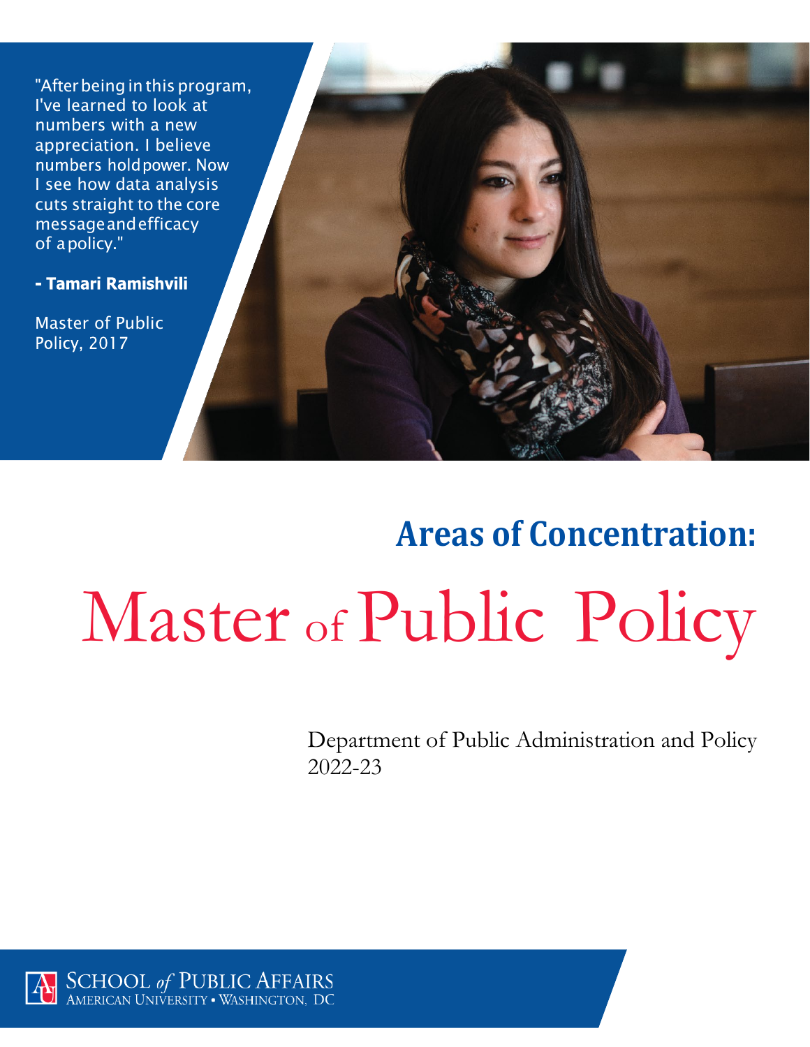"After being in this program, I've learned to look at numbers with a new appreciation. I believe numbers hold power. Now I see how data analysis cuts straight to the core message and efficacy of a policy."

**- Tamari Ramishvili**

Master of Public Policy, 2017

## Areas of Concentration:

# Master of Public Policy

Department of Public Administration and Policy
2022-23

SCHOOL of PUBLIC AFFAIRS
AMERICAN UNIVERSITY • WASHINGTON, DC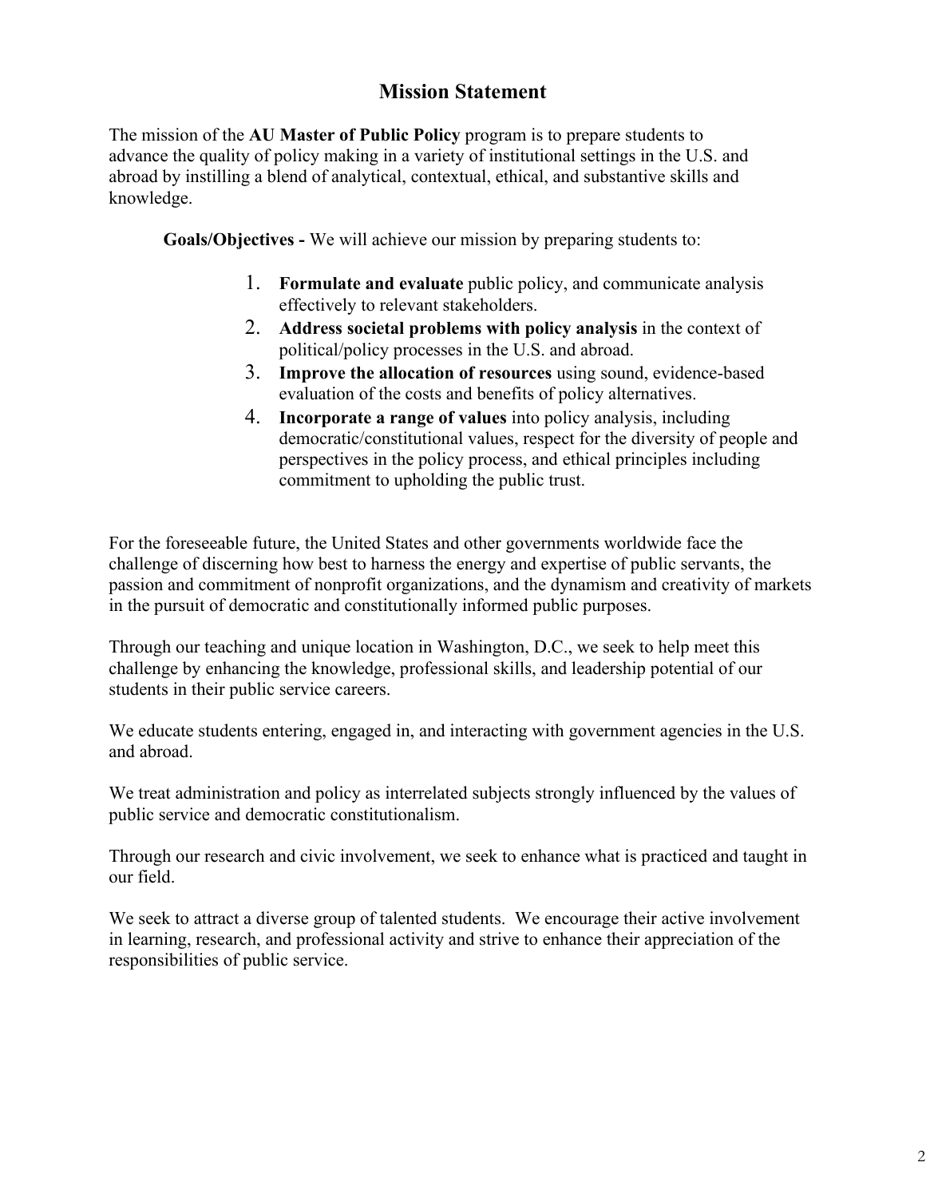## Mission Statement

The mission of the **AU Master of Public Policy** program is to prepare students to advance the quality of policy making in a variety of institutional settings in the U.S. and abroad by instilling a blend of analytical, contextual, ethical, and substantive skills and knowledge.

**Goals/Objectives -** We will achieve our mission by preparing students to:

1. **Formulate and evaluate** public policy, and communicate analysis effectively to relevant stakeholders.
2. **Address societal problems with policy analysis** in the context of political/policy processes in the U.S. and abroad.
3. **Improve the allocation of resources** using sound, evidence-based evaluation of the costs and benefits of policy alternatives.
4. **Incorporate a range of values** into policy analysis, including democratic/constitutional values, respect for the diversity of people and perspectives in the policy process, and ethical principles including commitment to upholding the public trust.

For the foreseeable future, the United States and other governments worldwide face the challenge of discerning how best to harness the energy and expertise of public servants, the passion and commitment of nonprofit organizations, and the dynamism and creativity of markets in the pursuit of democratic and constitutionally informed public purposes.

Through our teaching and unique location in Washington, D.C., we seek to help meet this challenge by enhancing the knowledge, professional skills, and leadership potential of our students in their public service careers.

We educate students entering, engaged in, and interacting with government agencies in the U.S. and abroad.

We treat administration and policy as interrelated subjects strongly influenced by the values of public service and democratic constitutionalism.

Through our research and civic involvement, we seek to enhance what is practiced and taught in our field.

We seek to attract a diverse group of talented students. We encourage their active involvement in learning, research, and professional activity and strive to enhance their appreciation of the responsibilities of public service.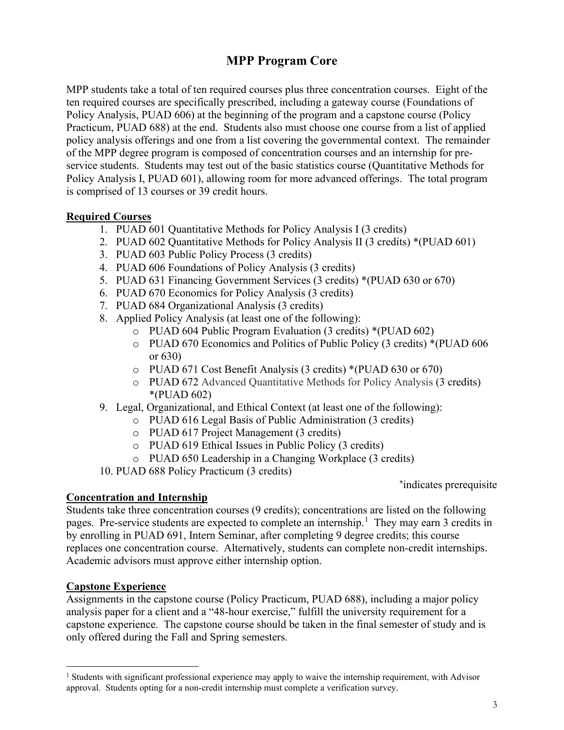# MPP Program Core

MPP students take a total of ten required courses plus three concentration courses. Eight of the ten required courses are specifically prescribed, including a gateway course (Foundations of Policy Analysis, PUAD 606) at the beginning of the program and a capstone course (Policy Practicum, PUAD 688) at the end. Students also must choose one course from a list of applied policy analysis offerings and one from a list covering the governmental context. The remainder of the MPP degree program is composed of concentration courses and an internship for pre-service students. Students may test out of the basic statistics course (Quantitative Methods for Policy Analysis I, PUAD 601), allowing room for more advanced offerings. The total program is comprised of 13 courses or 39 credit hours.

**Required Courses**

1. PUAD 601 Quantitative Methods for Policy Analysis I (3 credits)
2. PUAD 602 Quantitative Methods for Policy Analysis II (3 credits) *(PUAD 601)
3. PUAD 603 Public Policy Process (3 credits)
4. PUAD 606 Foundations of Policy Analysis (3 credits)
5. PUAD 631 Financing Government Services (3 credits) *(PUAD 630 or 670)
6. PUAD 670 Economics for Policy Analysis (3 credits)
7. PUAD 684 Organizational Analysis (3 credits)
8. Applied Policy Analysis (at least one of the following):
   - PUAD 604 Public Program Evaluation (3 credits) *(PUAD 602)
   - PUAD 670 Economics and Politics of Public Policy (3 credits) *(PUAD 606 or 630)
   - PUAD 671 Cost Benefit Analysis (3 credits) *(PUAD 630 or 670)
   - PUAD 672 Advanced Quantitative Methods for Policy Analysis (3 credits) *(PUAD 602)
9. Legal, Organizational, and Ethical Context (at least one of the following):
   - PUAD 616 Legal Basis of Public Administration (3 credits)
   - PUAD 617 Project Management (3 credits)
   - PUAD 619 Ethical Issues in Public Policy (3 credits)
   - PUAD 650 Leadership in a Changing Workplace (3 credits)
10. PUAD 688 Policy Practicum (3 credits)

*indicates prerequisite

**Concentration and Internship**

Students take three concentration courses (9 credits); concentrations are listed on the following pages. Pre-service students are expected to complete an internship.[1] They may earn 3 credits in by enrolling in PUAD 691, Intern Seminar, after completing 9 degree credits; this course replaces one concentration course. Alternatively, students can complete non-credit internships. Academic advisors must approve either internship option.

**Capstone Experience**

Assignments in the capstone course (Policy Practicum, PUAD 688), including a major policy analysis paper for a client and a "48-hour exercise," fulfill the university requirement for a capstone experience. The capstone course should be taken in the final semester of study and is only offered during the Fall and Spring semesters.

[1] Students with significant professional experience may apply to waive the internship requirement, with Advisor approval. Students opting for a non-credit internship must complete a verification survey.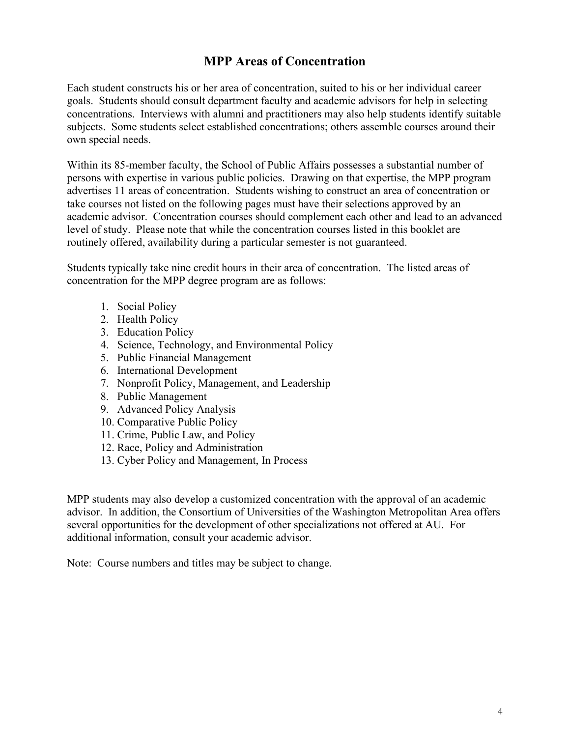## MPP Areas of Concentration

Each student constructs his or her area of concentration, suited to his or her individual career goals. Students should consult department faculty and academic advisors for help in selecting concentrations. Interviews with alumni and practitioners may also help students identify suitable subjects. Some students select established concentrations; others assemble courses around their own special needs.

Within its 85-member faculty, the School of Public Affairs possesses a substantial number of persons with expertise in various public policies. Drawing on that expertise, the MPP program advertises 11 areas of concentration. Students wishing to construct an area of concentration or take courses not listed on the following pages must have their selections approved by an academic advisor. Concentration courses should complement each other and lead to an advanced level of study. Please note that while the concentration courses listed in this booklet are routinely offered, availability during a particular semester is not guaranteed.

Students typically take nine credit hours in their area of concentration. The listed areas of concentration for the MPP degree program are as follows:

1. Social Policy
2. Health Policy
3. Education Policy
4. Science, Technology, and Environmental Policy
5. Public Financial Management
6. International Development
7. Nonprofit Policy, Management, and Leadership
8. Public Management
9. Advanced Policy Analysis
10. Comparative Public Policy
11. Crime, Public Law, and Policy
12. Race, Policy and Administration
13. Cyber Policy and Management, In Process

MPP students may also develop a customized concentration with the approval of an academic advisor. In addition, the Consortium of Universities of the Washington Metropolitan Area offers several opportunities for the development of other specializations not offered at AU. For additional information, consult your academic advisor.

Note: Course numbers and titles may be subject to change.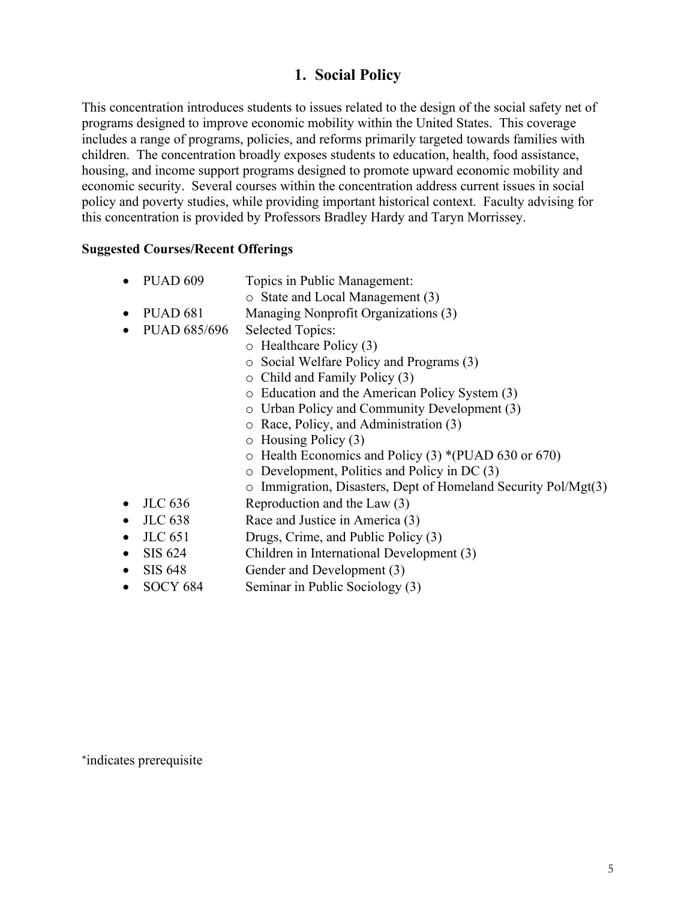## 1. Social Policy

This concentration introduces students to issues related to the design of the social safety net of programs designed to improve economic mobility within the United States. This coverage includes a range of programs, policies, and reforms primarily targeted towards families with children. The concentration broadly exposes students to education, health, food assistance, housing, and income support programs designed to promote upward economic mobility and economic security. Several courses within the concentration address current issues in social policy and poverty studies, while providing important historical context. Faculty advising for this concentration is provided by Professors Bradley Hardy and Taryn Morrissey.

**Suggested Courses/Recent Offerings**

- PUAD 609 Topics in Public Management:
  - State and Local Management (3)
- PUAD 681 Managing Nonprofit Organizations (3)
- PUAD 685/696 Selected Topics:
  - Healthcare Policy (3)
  - Social Welfare Policy and Programs (3)
  - Child and Family Policy (3)
  - Education and the American Policy System (3)
  - Urban Policy and Community Development (3)
  - Race, Policy, and Administration (3)
  - Housing Policy (3)
  - Health Economics and Policy (3) *(PUAD 630 or 670)
  - Development, Politics and Policy in DC (3)
  - Immigration, Disasters, Dept of Homeland Security Pol/Mgt(3)
- JLC 636 Reproduction and the Law (3)
- JLC 638 Race and Justice in America (3)
- JLC 651 Drugs, Crime, and Public Policy (3)
- SIS 624 Children in International Development (3)
- SIS 648 Gender and Development (3)
- SOCY 684 Seminar in Public Sociology (3)

*indicates prerequisite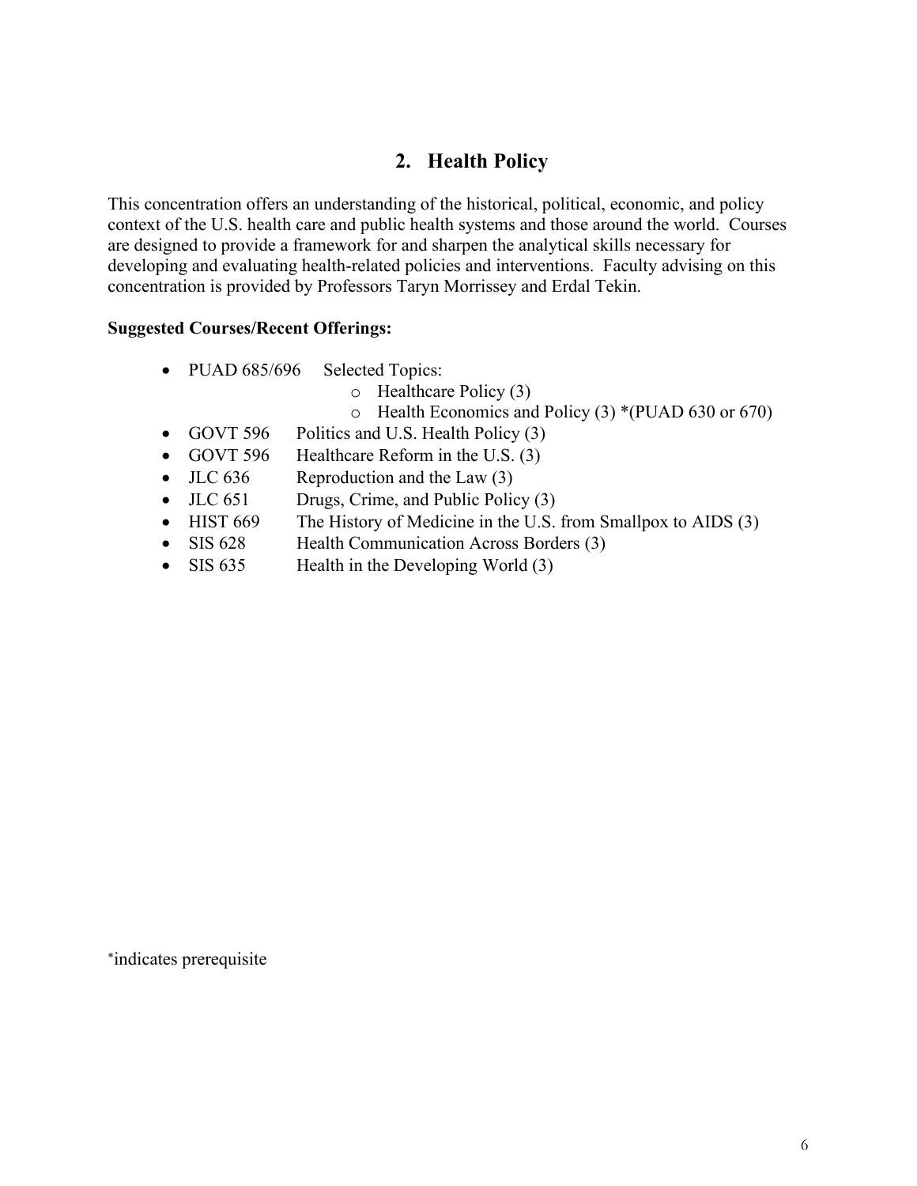## 2. Health Policy

This concentration offers an understanding of the historical, political, economic, and policy context of the U.S. health care and public health systems and those around the world. Courses are designed to provide a framework for and sharpen the analytical skills necessary for developing and evaluating health-related policies and interventions. Faculty advising on this concentration is provided by Professors Taryn Morrissey and Erdal Tekin.

**Suggested Courses/Recent Offerings:**

- PUAD 685/696 Selected Topics:
  - Healthcare Policy (3)
  - Health Economics and Policy (3) *(PUAD 630 or 670)
- GOVT 596 Politics and U.S. Health Policy (3)
- GOVT 596 Healthcare Reform in the U.S. (3)
- JLC 636 Reproduction and the Law (3)
- JLC 651 Drugs, Crime, and Public Policy (3)
- HIST 669 The History of Medicine in the U.S. from Smallpox to AIDS (3)
- SIS 628 Health Communication Across Borders (3)
- SIS 635 Health in the Developing World (3)

*indicates prerequisite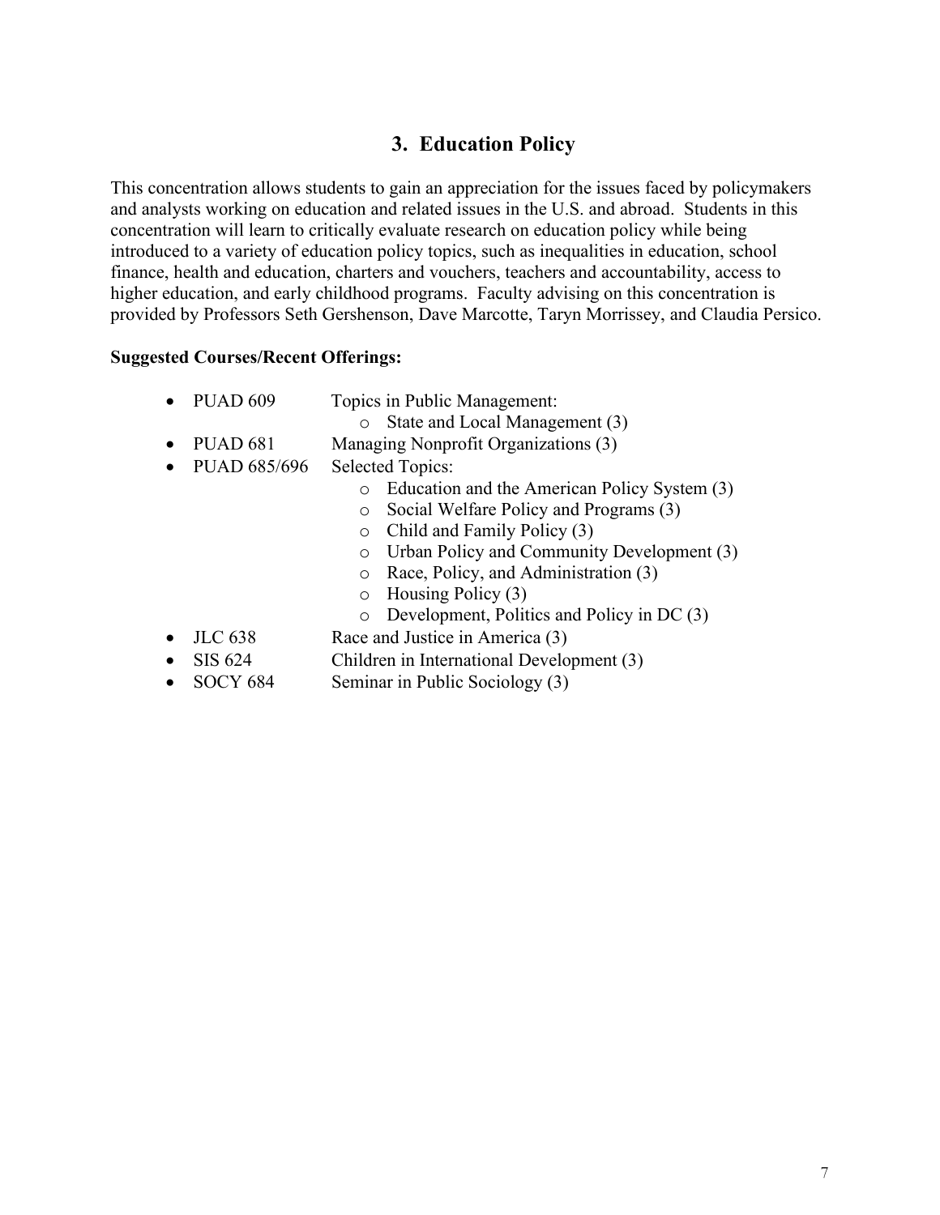## 3. Education Policy

This concentration allows students to gain an appreciation for the issues faced by policymakers and analysts working on education and related issues in the U.S. and abroad. Students in this concentration will learn to critically evaluate research on education policy while being introduced to a variety of education policy topics, such as inequalities in education, school finance, health and education, charters and vouchers, teachers and accountability, access to higher education, and early childhood programs. Faculty advising on this concentration is provided by Professors Seth Gershenson, Dave Marcotte, Taryn Morrissey, and Claudia Persico.

**Suggested Courses/Recent Offerings:**

- PUAD 609 Topics in Public Management:
  - State and Local Management (3)
- PUAD 681 Managing Nonprofit Organizations (3)
- PUAD 685/696 Selected Topics:
  - Education and the American Policy System (3)
  - Social Welfare Policy and Programs (3)
  - Child and Family Policy (3)
  - Urban Policy and Community Development (3)
  - Race, Policy, and Administration (3)
  - Housing Policy (3)
  - Development, Politics and Policy in DC (3)
- JLC 638 Race and Justice in America (3)
- SIS 624 Children in International Development (3)
- SOCY 684 Seminar in Public Sociology (3)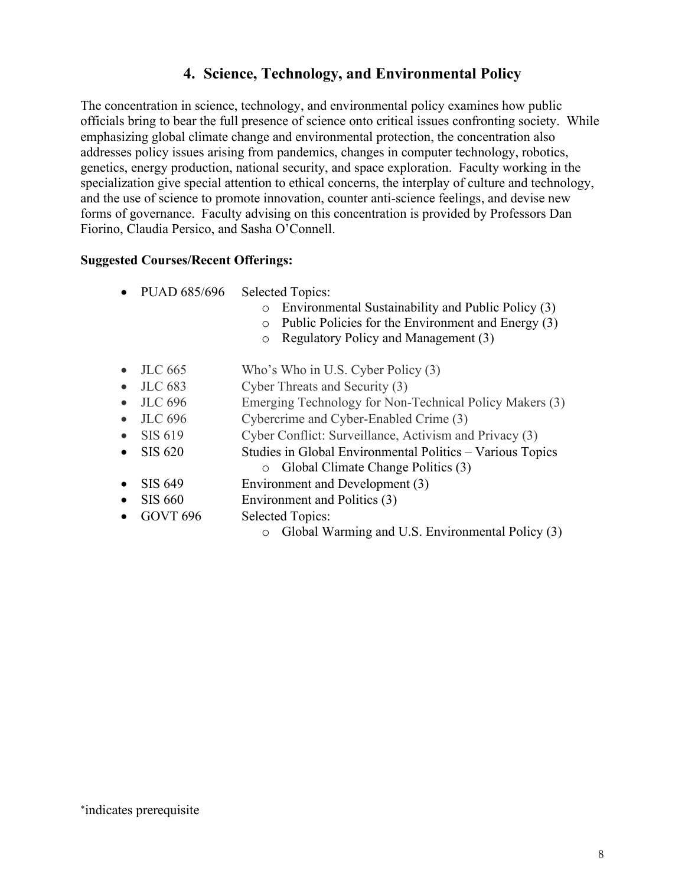## 4. Science, Technology, and Environmental Policy

The concentration in science, technology, and environmental policy examines how public officials bring to bear the full presence of science onto critical issues confronting society. While emphasizing global climate change and environmental protection, the concentration also addresses policy issues arising from pandemics, changes in computer technology, robotics, genetics, energy production, national security, and space exploration. Faculty working in the specialization give special attention to ethical concerns, the interplay of culture and technology, and the use of science to promote innovation, counter anti-science feelings, and devise new forms of governance. Faculty advising on this concentration is provided by Professors Dan Fiorino, Claudia Persico, and Sasha O'Connell.

**Suggested Courses/Recent Offerings:**

- PUAD 685/696 Selected Topics:
  - Environmental Sustainability and Public Policy (3)
  - Public Policies for the Environment and Energy (3)
  - Regulatory Policy and Management (3)

- JLC 665 Who's Who in U.S. Cyber Policy (3)
- JLC 683 Cyber Threats and Security (3)
- JLC 696 Emerging Technology for Non-Technical Policy Makers (3)
- JLC 696 Cybercrime and Cyber-Enabled Crime (3)
- SIS 619 Cyber Conflict: Surveillance, Activism and Privacy (3)
- SIS 620 Studies in Global Environmental Politics – Various Topics
  - Global Climate Change Politics (3)
- SIS 649 Environment and Development (3)
- SIS 660 Environment and Politics (3)
- GOVT 696 Selected Topics:
  - Global Warming and U.S. Environmental Policy (3)

*indicates prerequisite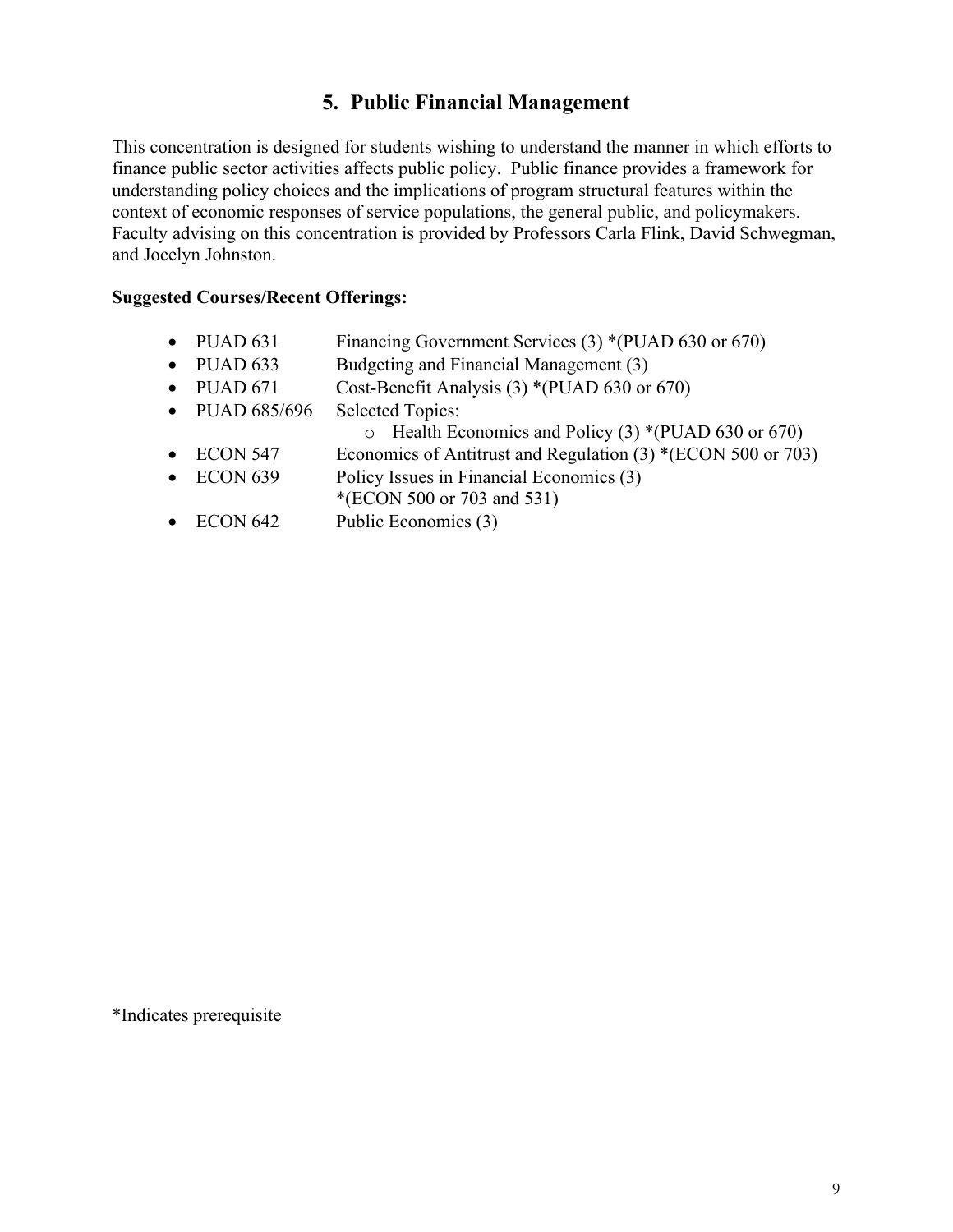## 5. Public Financial Management

This concentration is designed for students wishing to understand the manner in which efforts to finance public sector activities affects public policy. Public finance provides a framework for understanding policy choices and the implications of program structural features within the context of economic responses of service populations, the general public, and policymakers. Faculty advising on this concentration is provided by Professors Carla Flink, David Schwegman, and Jocelyn Johnston.

**Suggested Courses/Recent Offerings:**

- PUAD 631 Financing Government Services (3) *(PUAD 630 or 670)
- PUAD 633 Budgeting and Financial Management (3)
- PUAD 671 Cost-Benefit Analysis (3) *(PUAD 630 or 670)
- PUAD 685/696 Selected Topics:
  - Health Economics and Policy (3) *(PUAD 630 or 670)
- ECON 547 Economics of Antitrust and Regulation (3) *(ECON 500 or 703)
- ECON 639 Policy Issues in Financial Economics (3) *(ECON 500 or 703 and 531)
- ECON 642 Public Economics (3)

*Indicates prerequisite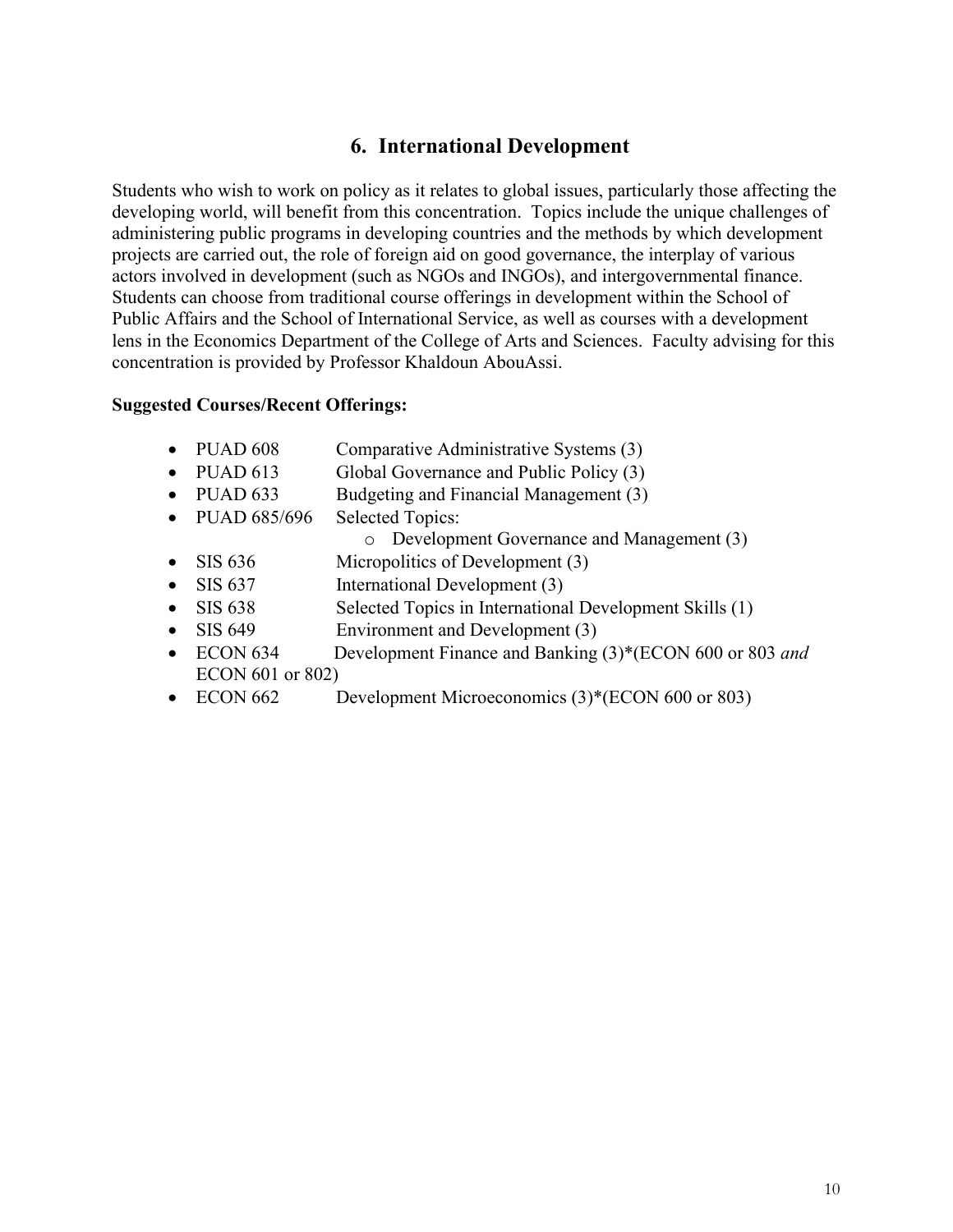## 6. International Development

Students who wish to work on policy as it relates to global issues, particularly those affecting the developing world, will benefit from this concentration. Topics include the unique challenges of administering public programs in developing countries and the methods by which development projects are carried out, the role of foreign aid on good governance, the interplay of various actors involved in development (such as NGOs and INGOs), and intergovernmental finance. Students can choose from traditional course offerings in development within the School of Public Affairs and the School of International Service, as well as courses with a development lens in the Economics Department of the College of Arts and Sciences. Faculty advising for this concentration is provided by Professor Khaldoun AbouAssi.

**Suggested Courses/Recent Offerings:**

- PUAD 608 Comparative Administrative Systems (3)
- PUAD 613 Global Governance and Public Policy (3)
- PUAD 633 Budgeting and Financial Management (3)
- PUAD 685/696 Selected Topics:
  - Development Governance and Management (3)
- SIS 636 Micropolitics of Development (3)
- SIS 637 International Development (3)
- SIS 638 Selected Topics in International Development Skills (1)
- SIS 649 Environment and Development (3)
- ECON 634 Development Finance and Banking (3)*(ECON 600 or 803 *and* ECON 601 or 802)
- ECON 662 Development Microeconomics (3)*(ECON 600 or 803)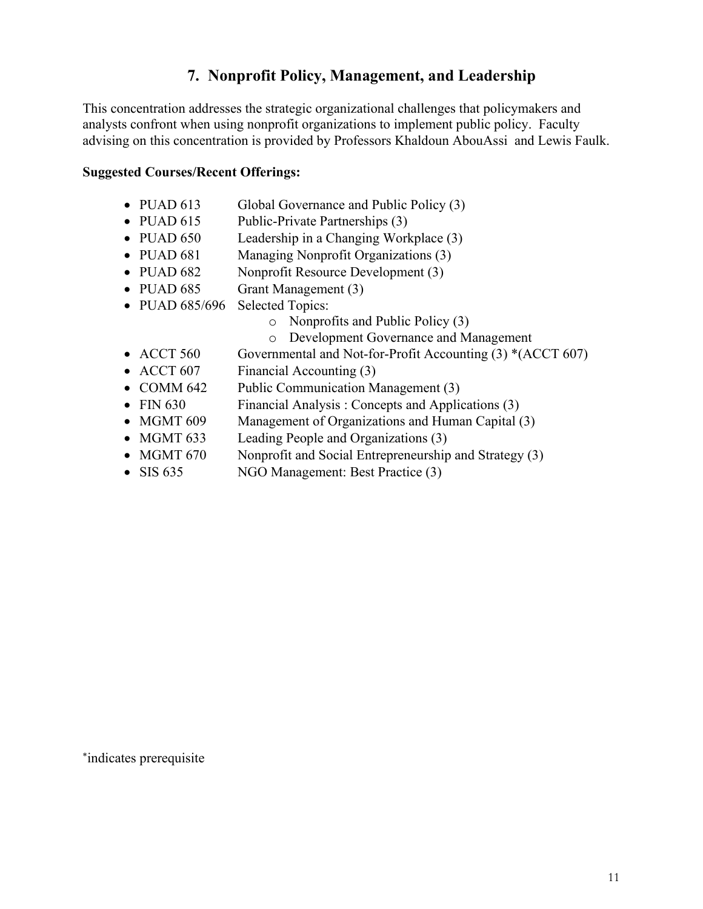## 7. Nonprofit Policy, Management, and Leadership

This concentration addresses the strategic organizational challenges that policymakers and analysts confront when using nonprofit organizations to implement public policy. Faculty advising on this concentration is provided by Professors Khaldoun AbouAssi and Lewis Faulk.

**Suggested Courses/Recent Offerings:**

- PUAD 613 Global Governance and Public Policy (3)
- PUAD 615 Public-Private Partnerships (3)
- PUAD 650 Leadership in a Changing Workplace (3)
- PUAD 681 Managing Nonprofit Organizations (3)
- PUAD 682 Nonprofit Resource Development (3)
- PUAD 685 Grant Management (3)
- PUAD 685/696 Selected Topics:
  - Nonprofits and Public Policy (3)
  - Development Governance and Management
- ACCT 560 Governmental and Not-for-Profit Accounting (3) *(ACCT 607)
- ACCT 607 Financial Accounting (3)
- COMM 642 Public Communication Management (3)
- FIN 630 Financial Analysis : Concepts and Applications (3)
- MGMT 609 Management of Organizations and Human Capital (3)
- MGMT 633 Leading People and Organizations (3)
- MGMT 670 Nonprofit and Social Entrepreneurship and Strategy (3)
- SIS 635 NGO Management: Best Practice (3)

*indicates prerequisite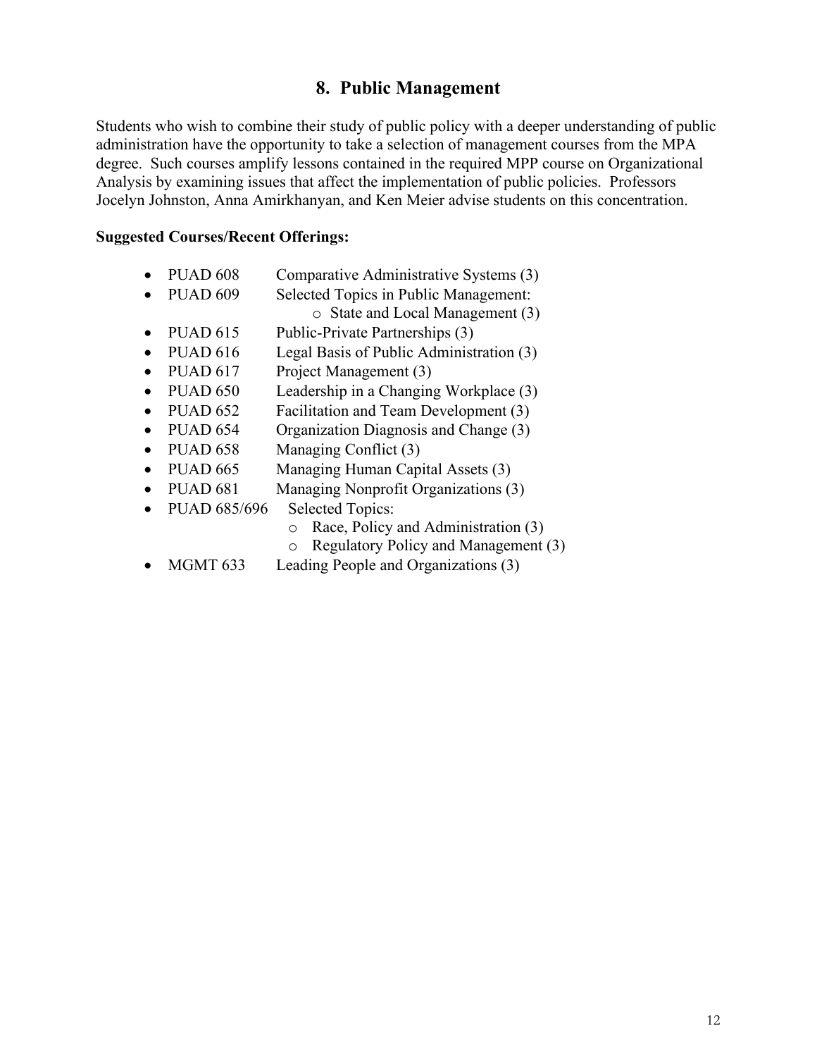## 8. Public Management

Students who wish to combine their study of public policy with a deeper understanding of public administration have the opportunity to take a selection of management courses from the MPA degree. Such courses amplify lessons contained in the required MPP course on Organizational Analysis by examining issues that affect the implementation of public policies. Professors Jocelyn Johnston, Anna Amirkhanyan, and Ken Meier advise students on this concentration.

**Suggested Courses/Recent Offerings:**

- PUAD 608 Comparative Administrative Systems (3)
- PUAD 609 Selected Topics in Public Management:
  - State and Local Management (3)
- PUAD 615 Public-Private Partnerships (3)
- PUAD 616 Legal Basis of Public Administration (3)
- PUAD 617 Project Management (3)
- PUAD 650 Leadership in a Changing Workplace (3)
- PUAD 652 Facilitation and Team Development (3)
- PUAD 654 Organization Diagnosis and Change (3)
- PUAD 658 Managing Conflict (3)
- PUAD 665 Managing Human Capital Assets (3)
- PUAD 681 Managing Nonprofit Organizations (3)
- PUAD 685/696 Selected Topics:
  - Race, Policy and Administration (3)
  - Regulatory Policy and Management (3)
- MGMT 633 Leading People and Organizations (3)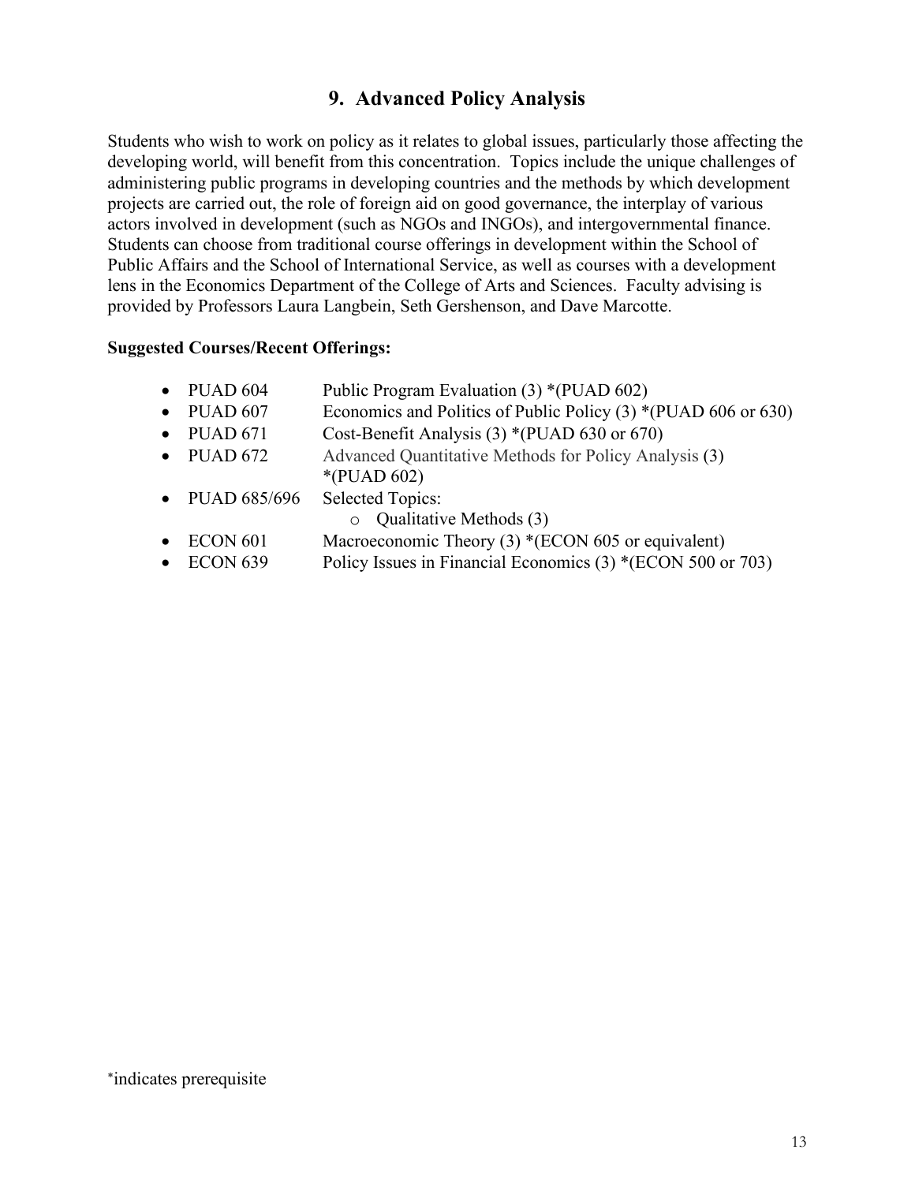## 9. Advanced Policy Analysis

Students who wish to work on policy as it relates to global issues, particularly those affecting the developing world, will benefit from this concentration. Topics include the unique challenges of administering public programs in developing countries and the methods by which development projects are carried out, the role of foreign aid on good governance, the interplay of various actors involved in development (such as NGOs and INGOs), and intergovernmental finance. Students can choose from traditional course offerings in development within the School of Public Affairs and the School of International Service, as well as courses with a development lens in the Economics Department of the College of Arts and Sciences. Faculty advising is provided by Professors Laura Langbein, Seth Gershenson, and Dave Marcotte.

**Suggested Courses/Recent Offerings:**

- PUAD 604 Public Program Evaluation (3) *(PUAD 602)
- PUAD 607 Economics and Politics of Public Policy (3) *(PUAD 606 or 630)
- PUAD 671 Cost-Benefit Analysis (3) *(PUAD 630 or 670)
- PUAD 672 Advanced Quantitative Methods for Policy Analysis (3) *(PUAD 602)
- PUAD 685/696 Selected Topics:
  - Qualitative Methods (3)
- ECON 601 Macroeconomic Theory (3) *(ECON 605 or equivalent)
- ECON 639 Policy Issues in Financial Economics (3) *(ECON 500 or 703)

*indicates prerequisite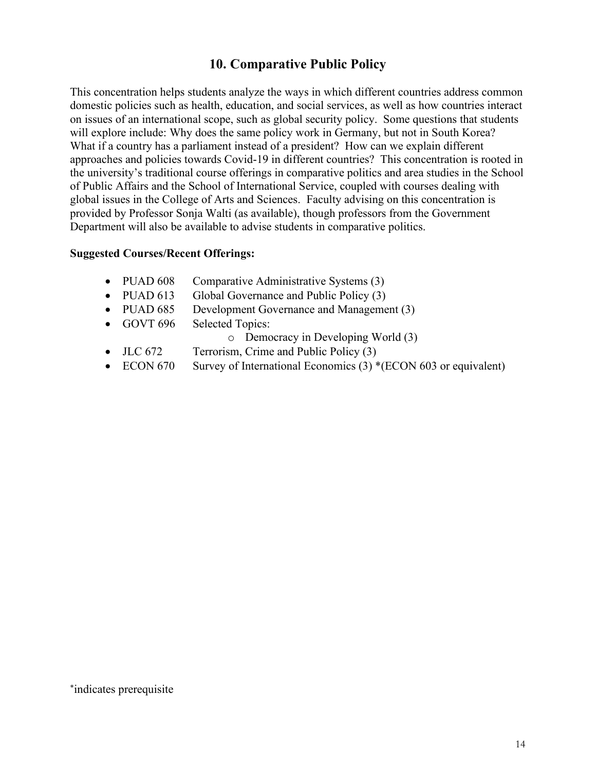## 10. Comparative Public Policy

This concentration helps students analyze the ways in which different countries address common domestic policies such as health, education, and social services, as well as how countries interact on issues of an international scope, such as global security policy. Some questions that students will explore include: Why does the same policy work in Germany, but not in South Korea? What if a country has a parliament instead of a president? How can we explain different approaches and policies towards Covid-19 in different countries? This concentration is rooted in the university's traditional course offerings in comparative politics and area studies in the School of Public Affairs and the School of International Service, coupled with courses dealing with global issues in the College of Arts and Sciences. Faculty advising on this concentration is provided by Professor Sonja Walti (as available), though professors from the Government Department will also be available to advise students in comparative politics.

**Suggested Courses/Recent Offerings:**

- PUAD 608 Comparative Administrative Systems (3)
- PUAD 613 Global Governance and Public Policy (3)
- PUAD 685 Development Governance and Management (3)
- GOVT 696 Selected Topics:
  - Democracy in Developing World (3)
- JLC 672 Terrorism, Crime and Public Policy (3)
- ECON 670 Survey of International Economics (3) *(ECON 603 or equivalent)

*indicates prerequisite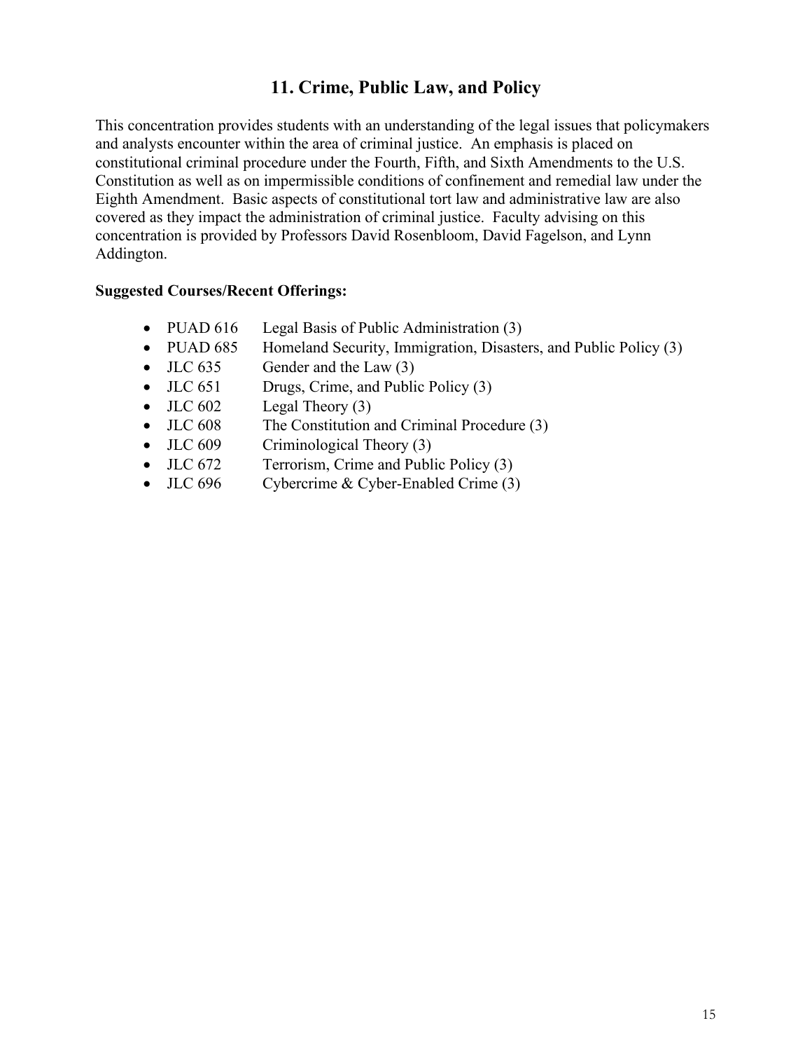## 11. Crime, Public Law, and Policy

This concentration provides students with an understanding of the legal issues that policymakers and analysts encounter within the area of criminal justice. An emphasis is placed on constitutional criminal procedure under the Fourth, Fifth, and Sixth Amendments to the U.S. Constitution as well as on impermissible conditions of confinement and remedial law under the Eighth Amendment. Basic aspects of constitutional tort law and administrative law are also covered as they impact the administration of criminal justice. Faculty advising on this concentration is provided by Professors David Rosenbloom, David Fagelson, and Lynn Addington.

**Suggested Courses/Recent Offerings:**

- PUAD 616 Legal Basis of Public Administration (3)
- PUAD 685 Homeland Security, Immigration, Disasters, and Public Policy (3)
- JLC 635 Gender and the Law (3)
- JLC 651 Drugs, Crime, and Public Policy (3)
- JLC 602 Legal Theory (3)
- JLC 608 The Constitution and Criminal Procedure (3)
- JLC 609 Criminological Theory (3)
- JLC 672 Terrorism, Crime and Public Policy (3)
- JLC 696 Cybercrime & Cyber-Enabled Crime (3)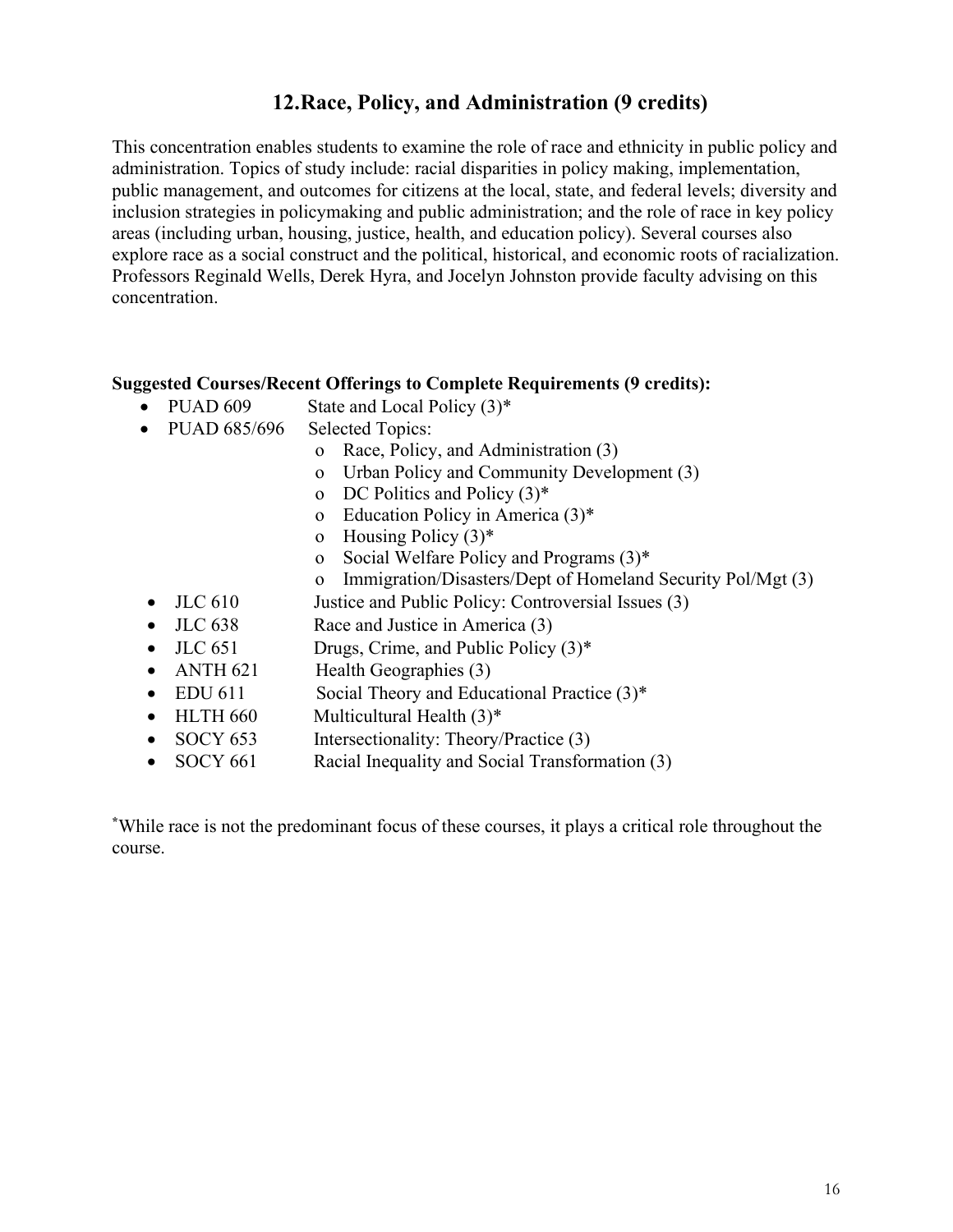## 12. Race, Policy, and Administration (9 credits)

This concentration enables students to examine the role of race and ethnicity in public policy and administration. Topics of study include: racial disparities in policy making, implementation, public management, and outcomes for citizens at the local, state, and federal levels; diversity and inclusion strategies in policymaking and public administration; and the role of race in key policy areas (including urban, housing, justice, health, and education policy). Several courses also explore race as a social construct and the political, historical, and economic roots of racialization. Professors Reginald Wells, Derek Hyra, and Jocelyn Johnston provide faculty advising on this concentration.

**Suggested Courses/Recent Offerings to Complete Requirements (9 credits):**

- PUAD 609 State and Local Policy (3)*
- PUAD 685/696 Selected Topics:
  - Race, Policy, and Administration (3)
  - Urban Policy and Community Development (3)
  - DC Politics and Policy (3)*
  - Education Policy in America (3)*
  - Housing Policy (3)*
  - Social Welfare Policy and Programs (3)*
  - Immigration/Disasters/Dept of Homeland Security Pol/Mgt (3)
- JLC 610 Justice and Public Policy: Controversial Issues (3)
- JLC 638 Race and Justice in America (3)
- JLC 651 Drugs, Crime, and Public Policy (3)*
- ANTH 621 Health Geographies (3)
- EDU 611 Social Theory and Educational Practice (3)*
- HLTH 660 Multicultural Health (3)*
- SOCY 653 Intersectionality: Theory/Practice (3)
- SOCY 661 Racial Inequality and Social Transformation (3)

*While race is not the predominant focus of these courses, it plays a critical role throughout the course.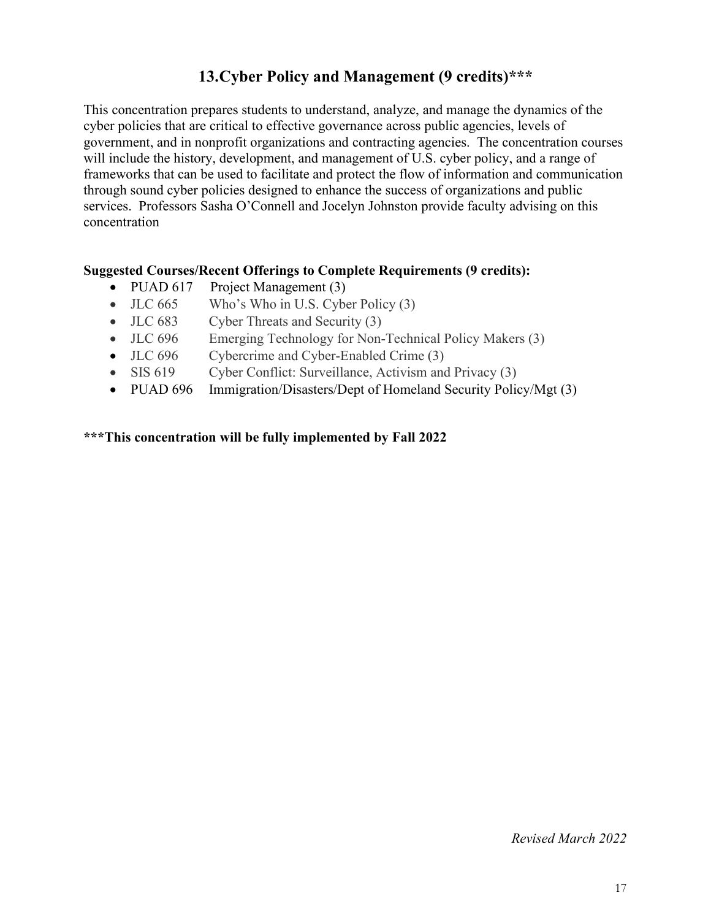## 13.Cyber Policy and Management (9 credits)***

This concentration prepares students to understand, analyze, and manage the dynamics of the cyber policies that are critical to effective governance across public agencies, levels of government, and in nonprofit organizations and contracting agencies. The concentration courses will include the history, development, and management of U.S. cyber policy, and a range of frameworks that can be used to facilitate and protect the flow of information and communication through sound cyber policies designed to enhance the success of organizations and public services. Professors Sasha O'Connell and Jocelyn Johnston provide faculty advising on this concentration

**Suggested Courses/Recent Offerings to Complete Requirements (9 credits):**

- PUAD 617 Project Management (3)
- JLC 665 Who's Who in U.S. Cyber Policy (3)
- JLC 683 Cyber Threats and Security (3)
- JLC 696 Emerging Technology for Non-Technical Policy Makers (3)
- JLC 696 Cybercrime and Cyber-Enabled Crime (3)
- SIS 619 Cyber Conflict: Surveillance, Activism and Privacy (3)
- PUAD 696 Immigration/Disasters/Dept of Homeland Security Policy/Mgt (3)

**\*\*\*This concentration will be fully implemented by Fall 2022**

*Revised March 2022*